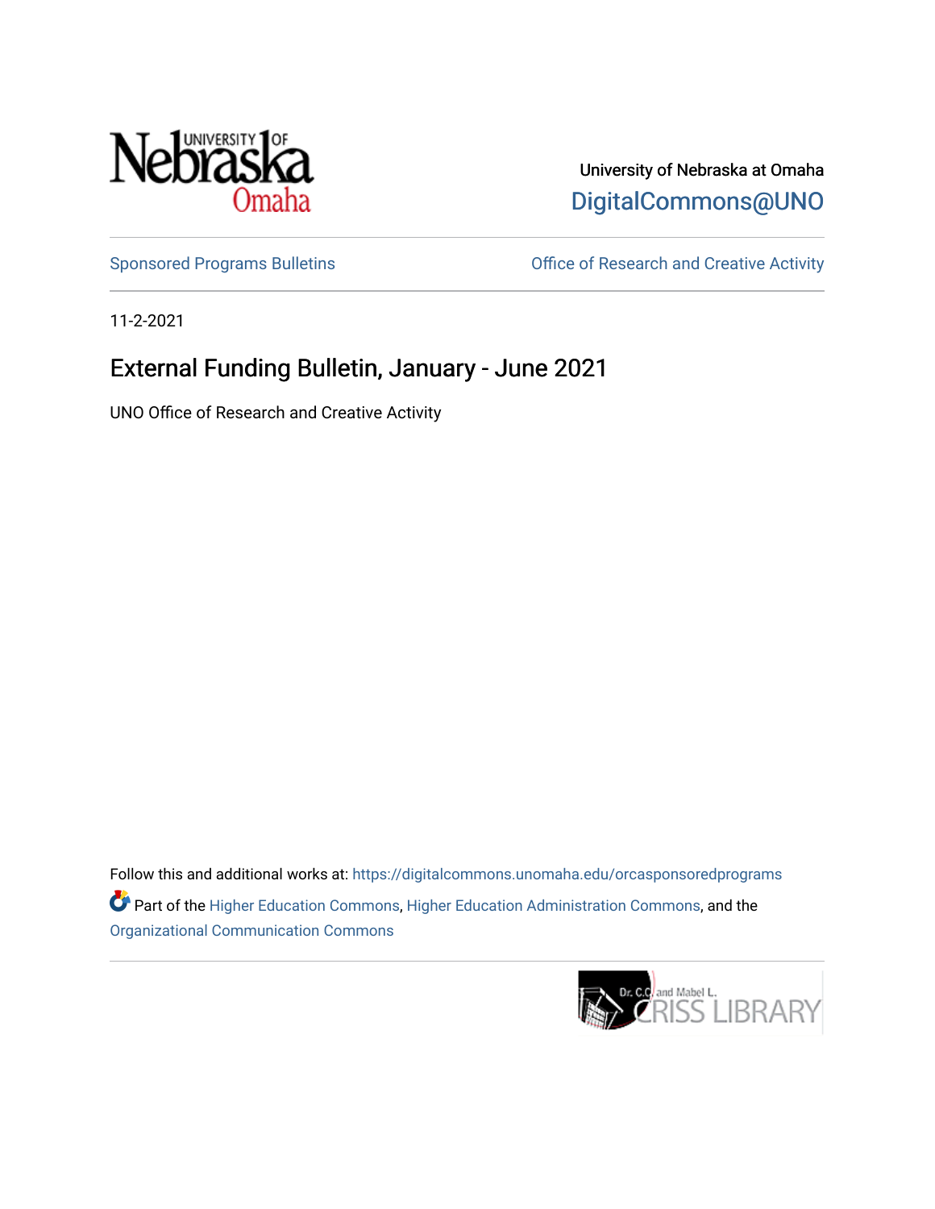University of Nebraska at Omaha

DigitalCommons@UNO

Sponsored Programs Bulletins

Office of Research and Creative Activity

11-2-2021

# External Funding Bulletin, January - June 2021

UNO Office of Research and Creative Activity

Follow this and additional works at: https://digitalcommons.unomaha.edu/orcasponsoredprograms

Part of the Higher Education Commons, Higher Education Administration Commons, and the Organizational Communication Commons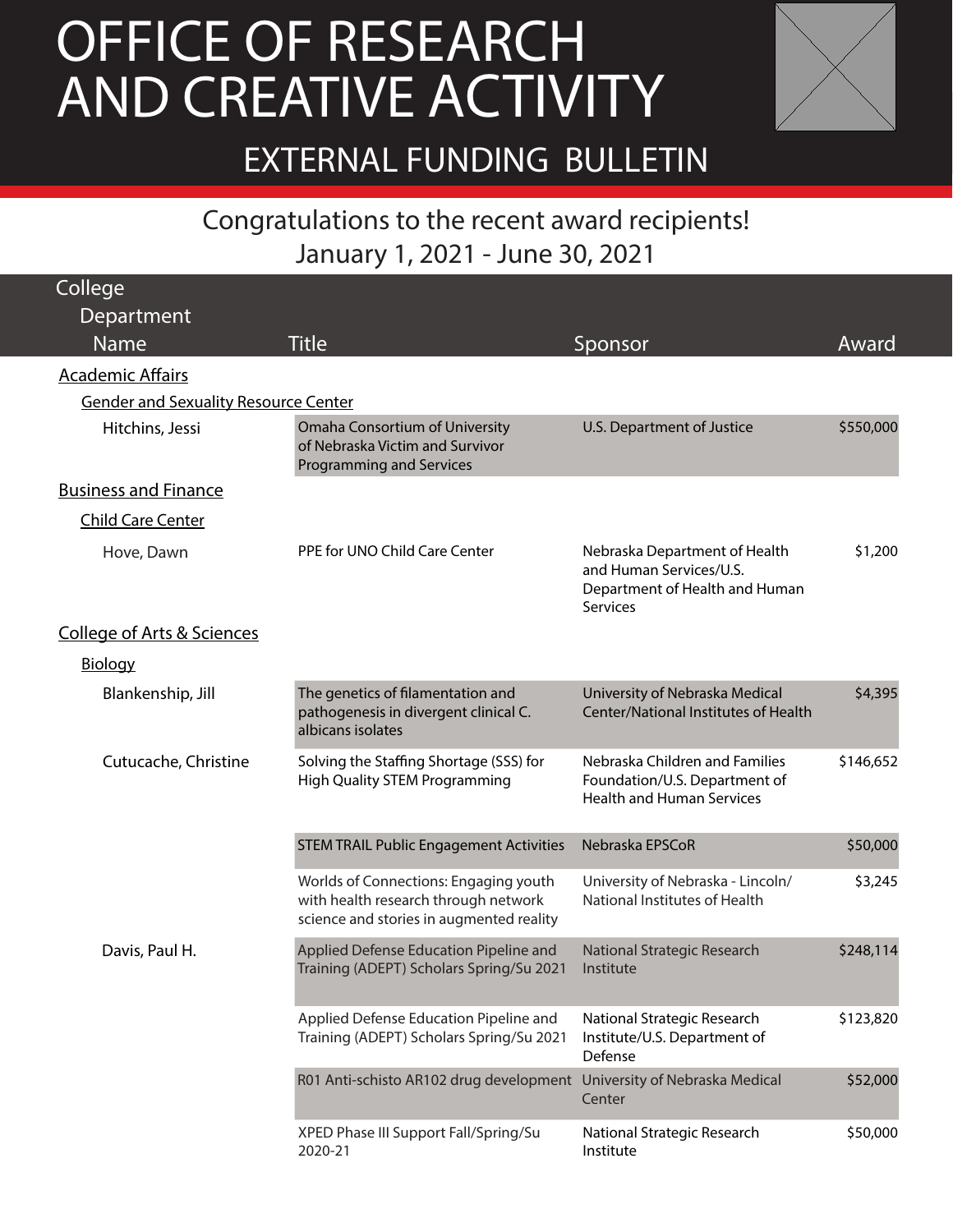# OFFICE OF RESEARCH AND CREATIVE ACTIVITY

## EXTERNAL FUNDING BULLETIN

### Congratulations to the recent award recipients!
### January 1, 2021 - June 30, 2021

| College / Department / Name | Title | Sponsor | Award |
|---|---|---|---|
| **Academic Affairs** | | | |
| **Gender and Sexuality Resource Center** | | | |
| Hitchins, Jessi | Omaha Consortium of University of Nebraska Victim and Survivor Programming and Services | U.S. Department of Justice | $550,000 |
| **Business and Finance** | | | |
| **Child Care Center** | | | |
| Hove, Dawn | PPE for UNO Child Care Center | Nebraska Department of Health and Human Services/U.S. Department of Health and Human Services | $1,200 |
| **College of Arts & Sciences** | | | |
| **Biology** | | | |
| Blankenship, Jill | The genetics of filamentation and pathogenesis in divergent clinical C. albicans isolates | University of Nebraska Medical Center/National Institutes of Health | $4,395 |
| Cutucache, Christine | Solving the Staffing Shortage (SSS) for High Quality STEM Programming | Nebraska Children and Families Foundation/U.S. Department of Health and Human Services | $146,652 |
| | STEM TRAIL Public Engagement Activities | Nebraska EPSCoR | $50,000 |
| | Worlds of Connections: Engaging youth with health research through network science and stories in augmented reality | University of Nebraska - Lincoln/ National Institutes of Health | $3,245 |
| Davis, Paul H. | Applied Defense Education Pipeline and Training (ADEPT) Scholars Spring/Su 2021 | National Strategic Research Institute | $248,114 |
| | Applied Defense Education Pipeline and Training (ADEPT) Scholars Spring/Su 2021 | National Strategic Research Institute/U.S. Department of Defense | $123,820 |
| | R01 Anti-schisto AR102 drug development | University of Nebraska Medical Center | $52,000 |
| | XPED Phase III Support Fall/Spring/Su 2020-21 | National Strategic Research Institute | $50,000 |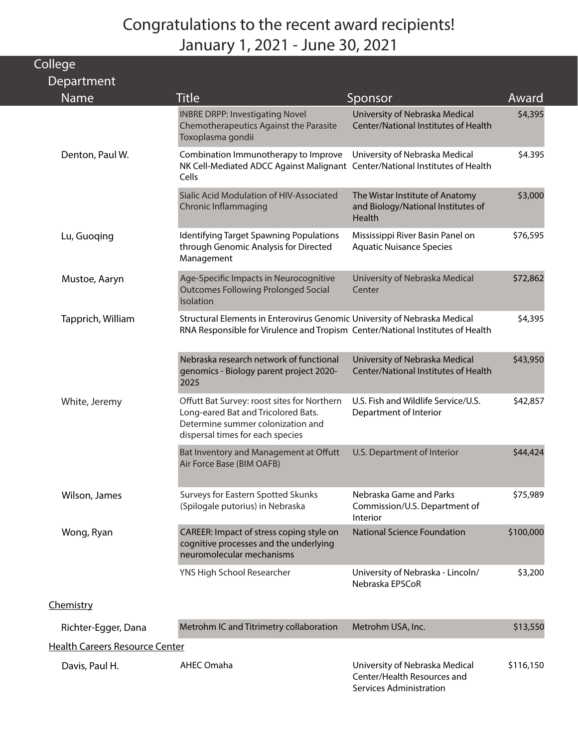# Congratulations to the recent award recipients!
## January 1, 2021 - June 30, 2021

| College / Department / Name | Title | Sponsor | Award |
|---|---|---|---|
| | INBRE DRPP: Investigating Novel Chemotherapeutics Against the Parasite Toxoplasma gondii | University of Nebraska Medical Center/National Institutes of Health | $4,395 |
| Denton, Paul W. | Combination Immunotherapy to Improve NK Cell-Mediated ADCC Against Malignant Cells | University of Nebraska Medical Center/National Institutes of Health | $4.395 |
| | Sialic Acid Modulation of HIV-Associated Chronic Inflammaging | The Wistar Institute of Anatomy and Biology/National Institutes of Health | $3,000 |
| Lu, Guoqing | Identifying Target Spawning Populations through Genomic Analysis for Directed Management | Mississippi River Basin Panel on Aquatic Nuisance Species | $76,595 |
| Mustoe, Aaryn | Age-Specific Impacts in Neurocognitive Outcomes Following Prolonged Social Isolation | University of Nebraska Medical Center | $72,862 |
| Tapprich, William | Structural Elements in Enterovirus Genomic RNA Responsible for Virulence and Tropism | University of Nebraska Medical Center/National Institutes of Health | $4,395 |
| | Nebraska research network of functional genomics - Biology parent project 2020-2025 | University of Nebraska Medical Center/National Institutes of Health | $43,950 |
| White, Jeremy | Offutt Bat Survey: roost sites for Northern Long-eared Bat and Tricolored Bats. Determine summer colonization and dispersal times for each species | U.S. Fish and Wildlife Service/U.S. Department of Interior | $42,857 |
| | Bat Inventory and Management at Offutt Air Force Base (BIM OAFB) | U.S. Department of Interior | $44,424 |
| Wilson, James | Surveys for Eastern Spotted Skunks (Spilogale putorius) in Nebraska | Nebraska Game and Parks Commission/U.S. Department of Interior | $75,989 |
| Wong, Ryan | CAREER: Impact of stress coping style on cognitive processes and the underlying neuromolecular mechanisms | National Science Foundation | $100,000 |
| | YNS High School Researcher | University of Nebraska - Lincoln/ Nebraska EPSCoR | $3,200 |
| **Chemistry** | | | |
| Richter-Egger, Dana | Metrohm IC and Titrimetry collaboration | Metrohm USA, Inc. | $13,550 |
| **Health Careers Resource Center** | | | |
| Davis, Paul H. | AHEC Omaha | University of Nebraska Medical Center/Health Resources and Services Administration | $116,150 |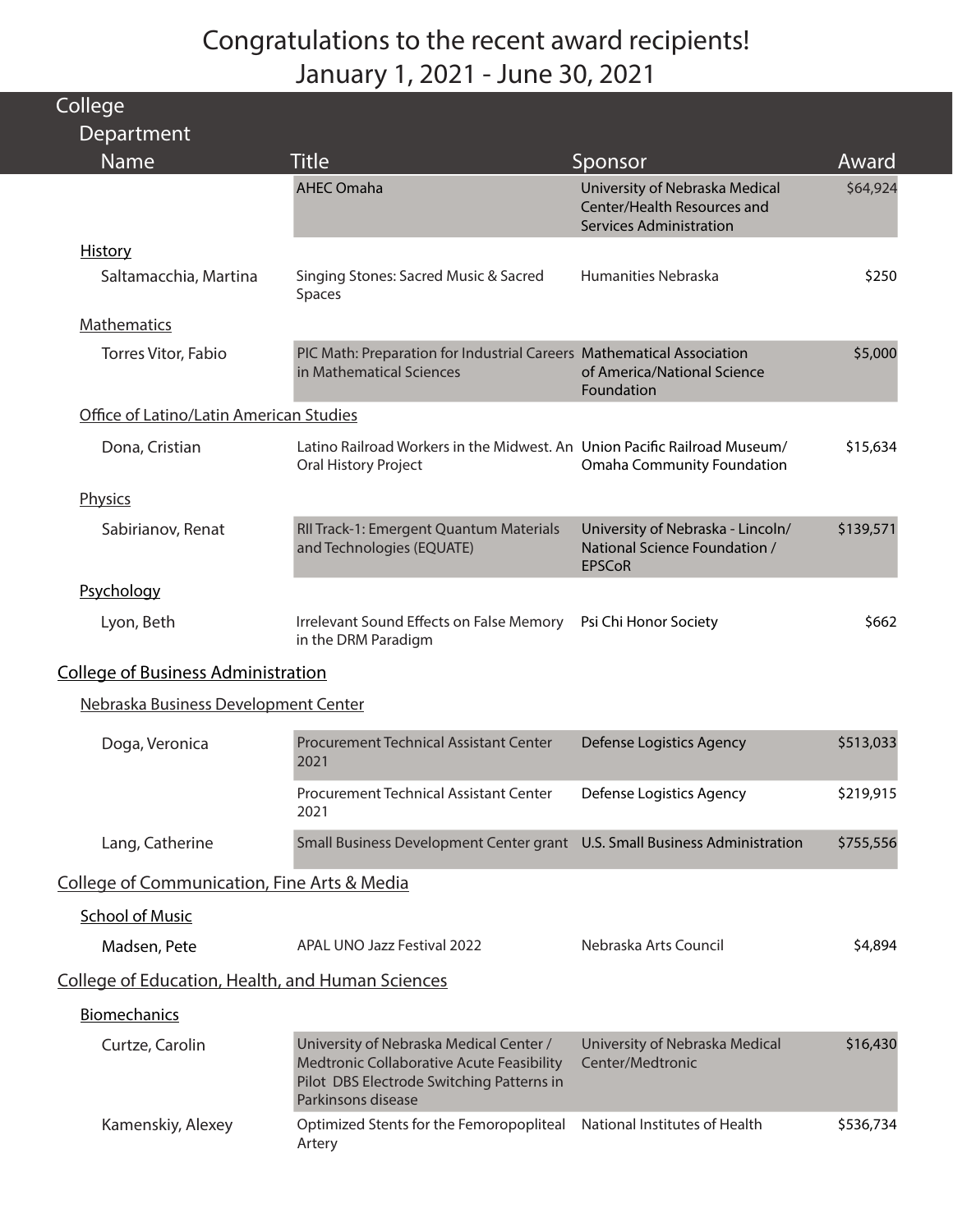# Congratulations to the recent award recipients!
## January 1, 2021 - June 30, 2021

| College / Department / Name | Title | Sponsor | Award |
|---|---|---|---|
| | AHEC Omaha | University of Nebraska Medical Center/Health Resources and Services Administration | $64,924 |
| **History** | | | |
| Saltamacchia, Martina | Singing Stones: Sacred Music & Sacred Spaces | Humanities Nebraska | $250 |
| **Mathematics** | | | |
| Torres Vitor, Fabio | PIC Math: Preparation for Industrial Careers in Mathematical Sciences | Mathematical Association of America/National Science Foundation | $5,000 |
| **Office of Latino/Latin American Studies** | | | |
| Dona, Cristian | Latino Railroad Workers in the Midwest. An Oral History Project | Union Pacific Railroad Museum/ Omaha Community Foundation | $15,634 |
| **Physics** | | | |
| Sabirianov, Renat | RII Track-1: Emergent Quantum Materials and Technologies (EQUATE) | University of Nebraska - Lincoln/ National Science Foundation / EPSCoR | $139,571 |
| **Psychology** | | | |
| Lyon, Beth | Irrelevant Sound Effects on False Memory in the DRM Paradigm | Psi Chi Honor Society | $662 |
| **College of Business Administration** | | | |
| **Nebraska Business Development Center** | | | |
| Doga, Veronica | Procurement Technical Assistant Center 2021 | Defense Logistics Agency | $513,033 |
| | Procurement Technical Assistant Center 2021 | Defense Logistics Agency | $219,915 |
| Lang, Catherine | Small Business Development Center grant | U.S. Small Business Administration | $755,556 |
| **College of Communication, Fine Arts & Media** | | | |
| **School of Music** | | | |
| Madsen, Pete | APAL UNO Jazz Festival 2022 | Nebraska Arts Council | $4,894 |
| **College of Education, Health, and Human Sciences** | | | |
| **Biomechanics** | | | |
| Curtze, Carolin | University of Nebraska Medical Center / Medtronic Collaborative Acute Feasibility Pilot DBS Electrode Switching Patterns in Parkinsons disease | University of Nebraska Medical Center/Medtronic | $16,430 |
| Kamenskiy, Alexey | Optimized Stents for the Femoropopliteal Artery | National Institutes of Health | $536,734 |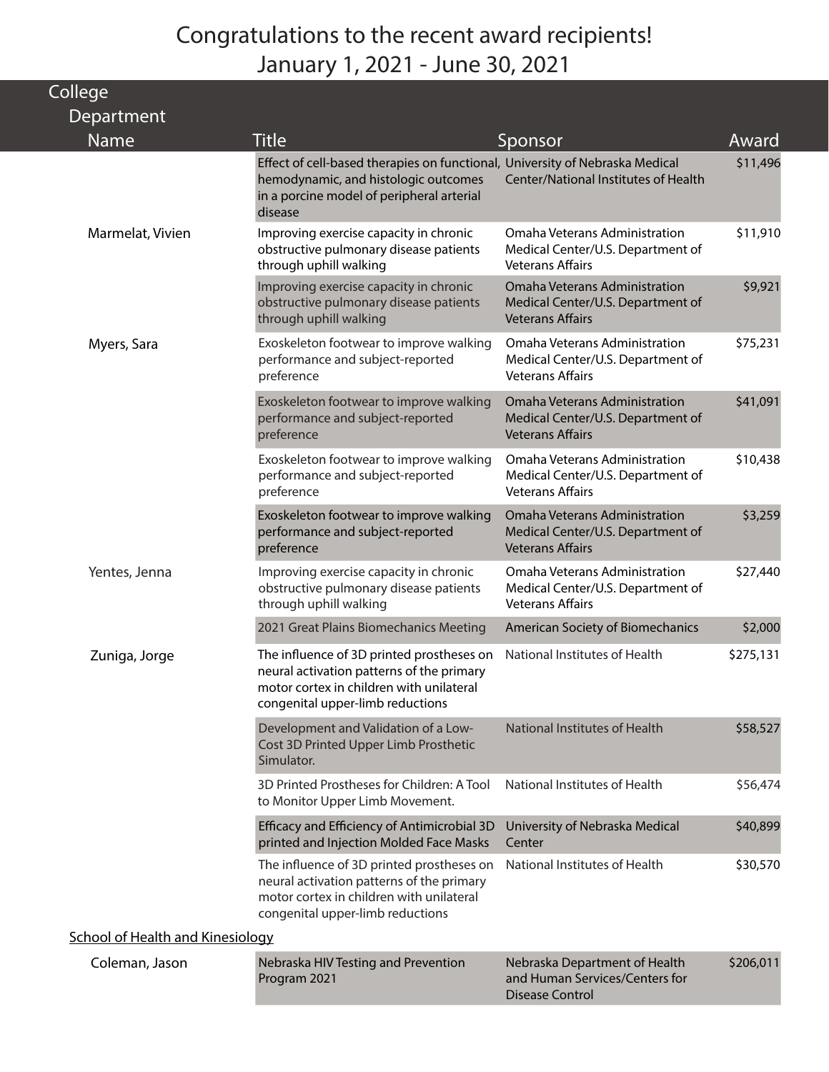# Congratulations to the recent award recipients!
## January 1, 2021 - June 30, 2021

| College<br>Department<br>Name | Title | Sponsor | Award |
|---|---|---|---|
| | Effect of cell-based therapies on functional, hemodynamic, and histologic outcomes in a porcine model of peripheral arterial disease | University of Nebraska Medical Center/National Institutes of Health | $11,496 |
| Marmelat, Vivien | Improving exercise capacity in chronic obstructive pulmonary disease patients through uphill walking | Omaha Veterans Administration Medical Center/U.S. Department of Veterans Affairs | $11,910 |
| | Improving exercise capacity in chronic obstructive pulmonary disease patients through uphill walking | Omaha Veterans Administration Medical Center/U.S. Department of Veterans Affairs | $9,921 |
| Myers, Sara | Exoskeleton footwear to improve walking performance and subject-reported preference | Omaha Veterans Administration Medical Center/U.S. Department of Veterans Affairs | $75,231 |
| | Exoskeleton footwear to improve walking performance and subject-reported preference | Omaha Veterans Administration Medical Center/U.S. Department of Veterans Affairs | $41,091 |
| | Exoskeleton footwear to improve walking performance and subject-reported preference | Omaha Veterans Administration Medical Center/U.S. Department of Veterans Affairs | $10,438 |
| | Exoskeleton footwear to improve walking performance and subject-reported preference | Omaha Veterans Administration Medical Center/U.S. Department of Veterans Affairs | $3,259 |
| Yentes, Jenna | Improving exercise capacity in chronic obstructive pulmonary disease patients through uphill walking | Omaha Veterans Administration Medical Center/U.S. Department of Veterans Affairs | $27,440 |
| | 2021 Great Plains Biomechanics Meeting | American Society of Biomechanics | $2,000 |
| Zuniga, Jorge | The influence of 3D printed prostheses on neural activation patterns of the primary motor cortex in children with unilateral congenital upper-limb reductions | National Institutes of Health | $275,131 |
| | Development and Validation of a Low-Cost 3D Printed Upper Limb Prosthetic Simulator. | National Institutes of Health | $58,527 |
| | 3D Printed Prostheses for Children: A Tool to Monitor Upper Limb Movement. | National Institutes of Health | $56,474 |
| | Efficacy and Efficiency of Antimicrobial 3D printed and Injection Molded Face Masks | University of Nebraska Medical Center | $40,899 |
| | The influence of 3D printed prostheses on neural activation patterns of the primary motor cortex in children with unilateral congenital upper-limb reductions | National Institutes of Health | $30,570 |
| **School of Health and Kinesiology** | | | |
| Coleman, Jason | Nebraska HIV Testing and Prevention Program 2021 | Nebraska Department of Health and Human Services/Centers for Disease Control | $206,011 |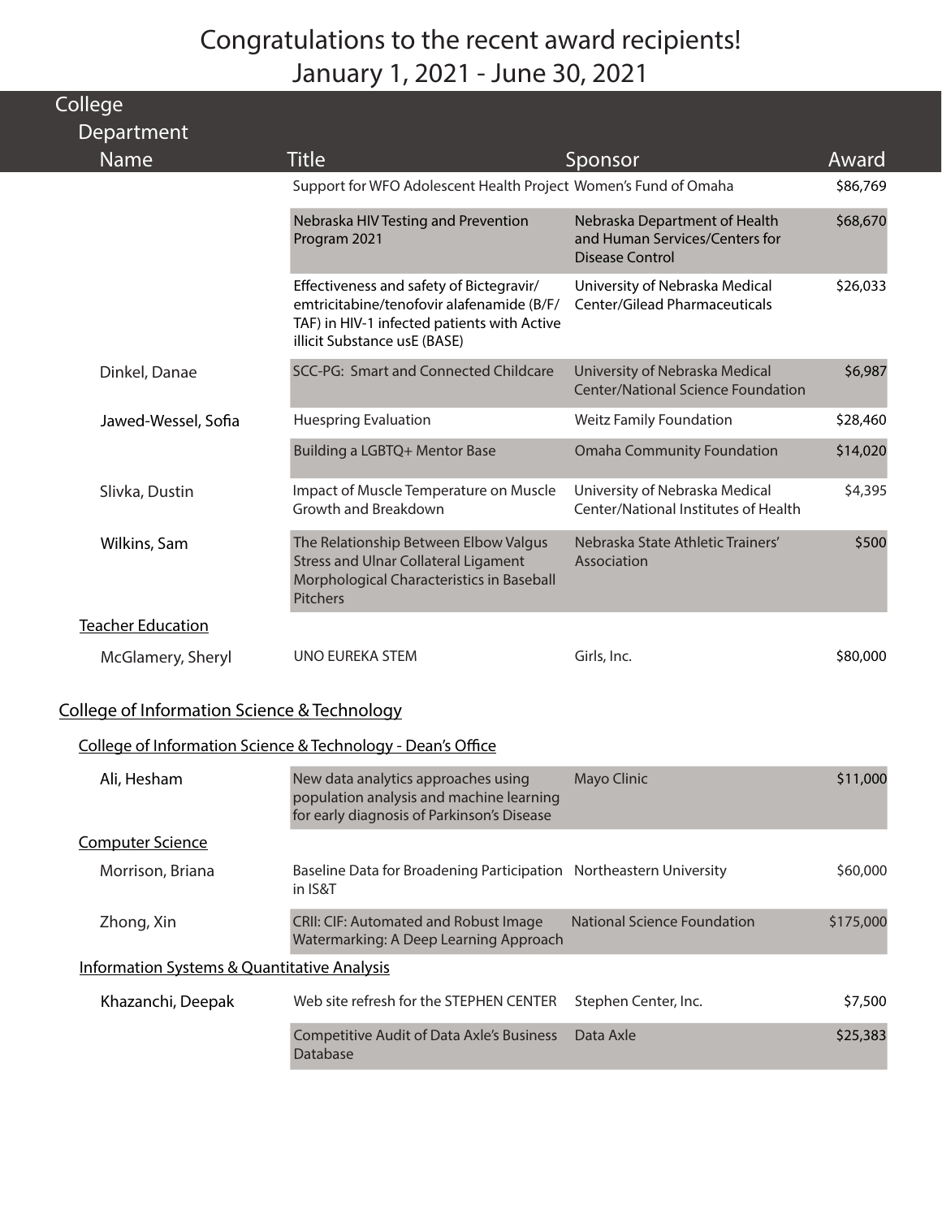# Congratulations to the recent award recipients!
## January 1, 2021 - June 30, 2021

| College<br>Department<br>Name | Title | Sponsor | Award |
|---|---|---|---|
| | Support for WFO Adolescent Health Project | Women's Fund of Omaha | $86,769 |
| | Nebraska HIV Testing and Prevention Program 2021 | Nebraska Department of Health and Human Services/Centers for Disease Control | $68,670 |
| | Effectiveness and safety of Bictegravir/emtricitabine/tenofovir alafenamide (B/F/TAF) in HIV-1 infected patients with Active illicit Substance usE (BASE) | University of Nebraska Medical Center/Gilead Pharmaceuticals | $26,033 |
| Dinkel, Danae | SCC-PG: Smart and Connected Childcare | University of Nebraska Medical Center/National Science Foundation | $6,987 |
| Jawed-Wessel, Sofia | Huespring Evaluation | Weitz Family Foundation | $28,460 |
| | Building a LGBTQ+ Mentor Base | Omaha Community Foundation | $14,020 |
| Slivka, Dustin | Impact of Muscle Temperature on Muscle Growth and Breakdown | University of Nebraska Medical Center/National Institutes of Health | $4,395 |
| Wilkins, Sam | The Relationship Between Elbow Valgus Stress and Ulnar Collateral Ligament Morphological Characteristics in Baseball Pitchers | Nebraska State Athletic Trainers' Association | $500 |
| **Teacher Education** | | | |
| McGlamery, Sheryl | UNO EUREKA STEM | Girls, Inc. | $80,000 |
| **College of Information Science & Technology** | | | |
| **College of Information Science & Technology - Dean's Office** | | | |
| Ali, Hesham | New data analytics approaches using population analysis and machine learning for early diagnosis of Parkinson's Disease | Mayo Clinic | $11,000 |
| **Computer Science** | | | |
| Morrison, Briana | Baseline Data for Broadening Participation in IS&T | Northeastern University | $60,000 |
| Zhong, Xin | CRII: CIF: Automated and Robust Image Watermarking: A Deep Learning Approach | National Science Foundation | $175,000 |
| **Information Systems & Quantitative Analysis** | | | |
| Khazanchi, Deepak | Web site refresh for the STEPHEN CENTER | Stephen Center, Inc. | $7,500 |
| | Competitive Audit of Data Axle's Business Database | Data Axle | $25,383 |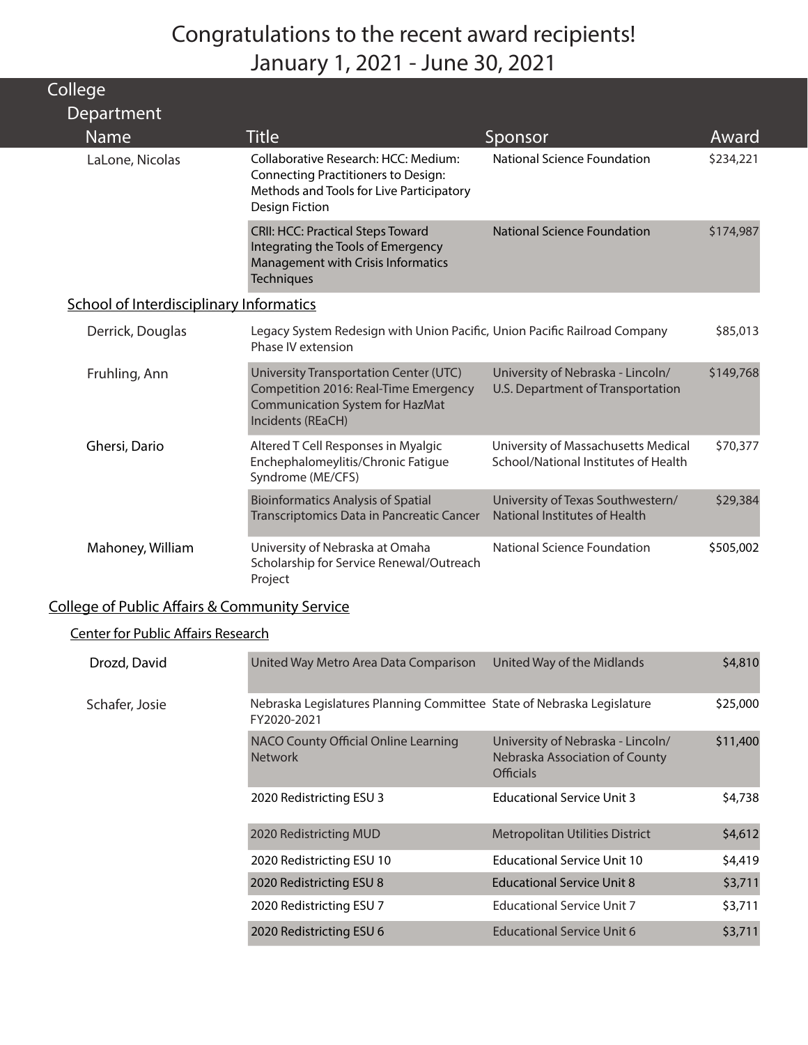# Congratulations to the recent award recipients!
# January 1, 2021 - June 30, 2021

| College<br>Department<br>Name | Title | Sponsor | Award |
|---|---|---|---|
| LaLone, Nicolas | Collaborative Research: HCC: Medium: Connecting Practitioners to Design: Methods and Tools for Live Participatory Design Fiction | National Science Foundation | $234,221 |
| | CRII: HCC: Practical Steps Toward Integrating the Tools of Emergency Management with Crisis Informatics Techniques | National Science Foundation | $174,987 |

### School of Interdisciplinary Informatics

| Name | Title | Sponsor | Award |
|---|---|---|---|
| Derrick, Douglas | Legacy System Redesign with Union Pacific, Phase IV extension | Union Pacific Railroad Company | $85,013 |
| Fruhling, Ann | University Transportation Center (UTC) Competition 2016: Real-Time Emergency Communication System for HazMat Incidents (REaCH) | University of Nebraska - Lincoln/ U.S. Department of Transportation | $149,768 |
| Ghersi, Dario | Altered T Cell Responses in Myalgic Enchephalomeylitis/Chronic Fatigue Syndrome (ME/CFS) | University of Massachusetts Medical School/National Institutes of Health | $70,377 |
| | Bioinformatics Analysis of Spatial Transcriptomics Data in Pancreatic Cancer | University of Texas Southwestern/ National Institutes of Health | $29,384 |
| Mahoney, William | University of Nebraska at Omaha Scholarship for Service Renewal/Outreach Project | National Science Foundation | $505,002 |

## College of Public Affairs & Community Service

### Center for Public Affairs Research

| Name | Title | Sponsor | Award |
|---|---|---|---|
| Drozd, David | United Way Metro Area Data Comparison | United Way of the Midlands | $4,810 |
| Schafer, Josie | Nebraska Legislatures Planning Committee FY2020-2021 | State of Nebraska Legislature | $25,000 |
| | NACO County Official Online Learning Network | University of Nebraska - Lincoln/ Nebraska Association of County Officials | $11,400 |
| | 2020 Redistricting ESU 3 | Educational Service Unit 3 | $4,738 |
| | 2020 Redistricting MUD | Metropolitan Utilities District | $4,612 |
| | 2020 Redistricting ESU 10 | Educational Service Unit 10 | $4,419 |
| | 2020 Redistricting ESU 8 | Educational Service Unit 8 | $3,711 |
| | 2020 Redistricting ESU 7 | Educational Service Unit 7 | $3,711 |
| | 2020 Redistricting ESU 6 | Educational Service Unit 6 | $3,711 |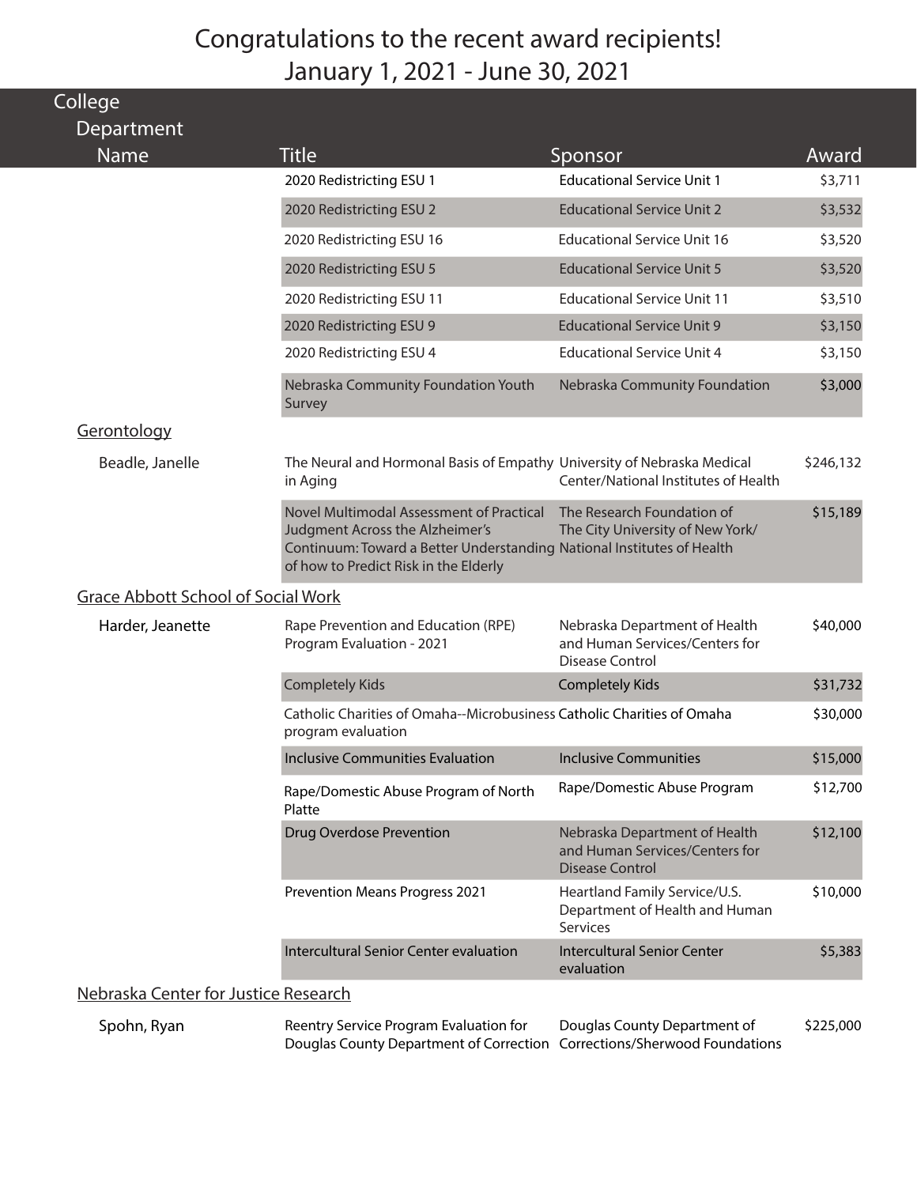# Congratulations to the recent award recipients!
## January 1, 2021 - June 30, 2021

| College / Department / Name | Title | Sponsor | Award |
|---|---|---|---|
| | 2020 Redistricting ESU 1 | Educational Service Unit 1 | $3,711 |
| | 2020 Redistricting ESU 2 | Educational Service Unit 2 | $3,532 |
| | 2020 Redistricting ESU 16 | Educational Service Unit 16 | $3,520 |
| | 2020 Redistricting ESU 5 | Educational Service Unit 5 | $3,520 |
| | 2020 Redistricting ESU 11 | Educational Service Unit 11 | $3,510 |
| | 2020 Redistricting ESU 9 | Educational Service Unit 9 | $3,150 |
| | 2020 Redistricting ESU 4 | Educational Service Unit 4 | $3,150 |
| | Nebraska Community Foundation Youth Survey | Nebraska Community Foundation | $3,000 |
| **Gerontology** | | | |
| Beadle, Janelle | The Neural and Hormonal Basis of Empathy in Aging | University of Nebraska Medical Center/National Institutes of Health | $246,132 |
| | Novel Multimodal Assessment of Practical Judgment Across the Alzheimer's Continuum: Toward a Better Understanding of how to Predict Risk in the Elderly | The Research Foundation of The City University of New York/ National Institutes of Health | $15,189 |
| **Grace Abbott School of Social Work** | | | |
| Harder, Jeanette | Rape Prevention and Education (RPE) Program Evaluation - 2021 | Nebraska Department of Health and Human Services/Centers for Disease Control | $40,000 |
| | Completely Kids | Completely Kids | $31,732 |
| | Catholic Charities of Omaha--Microbusiness program evaluation | Catholic Charities of Omaha | $30,000 |
| | Inclusive Communities Evaluation | Inclusive Communities | $15,000 |
| | Rape/Domestic Abuse Program of North Platte | Rape/Domestic Abuse Program | $12,700 |
| | Drug Overdose Prevention | Nebraska Department of Health and Human Services/Centers for Disease Control | $12,100 |
| | Prevention Means Progress 2021 | Heartland Family Service/U.S. Department of Health and Human Services | $10,000 |
| | Intercultural Senior Center evaluation | Intercultural Senior Center evaluation | $5,383 |
| **Nebraska Center for Justice Research** | | | |
| Spohn, Ryan | Reentry Service Program Evaluation for Douglas County Department of Correction | Douglas County Department of Corrections/Sherwood Foundations | $225,000 |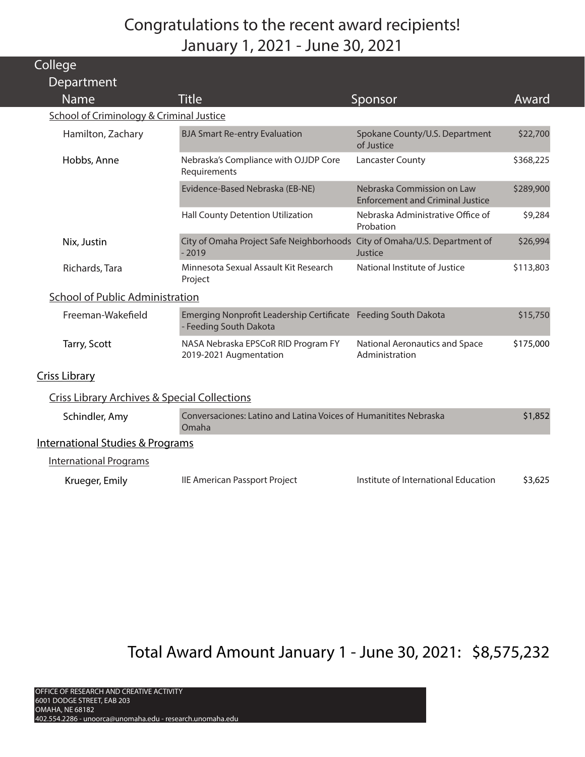# Congratulations to the recent award recipients!
## January 1, 2021 - June 30, 2021

| College / Department / Name | Title | Sponsor | Award |
|---|---|---|---|
| **School of Criminology & Criminal Justice** | | | |
| Hamilton, Zachary | BJA Smart Re-entry Evaluation | Spokane County/U.S. Department of Justice | $22,700 |
| Hobbs, Anne | Nebraska's Compliance with OJJDP Core Requirements | Lancaster County | $368,225 |
| | Evidence-Based Nebraska (EB-NE) | Nebraska Commission on Law Enforcement and Criminal Justice | $289,900 |
| | Hall County Detention Utilization | Nebraska Administrative Office of Probation | $9,284 |
| Nix, Justin | City of Omaha Project Safe Neighborhoods - 2019 | City of Omaha/U.S. Department of Justice | $26,994 |
| Richards, Tara | Minnesota Sexual Assault Kit Research Project | National Institute of Justice | $113,803 |
| **School of Public Administration** | | | |
| Freeman-Wakefield | Emerging Nonprofit Leadership Certificate - Feeding South Dakota | Feeding South Dakota | $15,750 |
| Tarry, Scott | NASA Nebraska EPSCoR RID Program FY 2019-2021 Augmentation | National Aeronautics and Space Administration | $175,000 |
| **Criss Library** | | | |
| **Criss Library Archives & Special Collections** | | | |
| Schindler, Amy | Conversaciones: Latino and Latina Voices of Omaha | Humanitites Nebraska | $1,852 |
| **International Studies & Programs** | | | |
| **International Programs** | | | |
| Krueger, Emily | IIE American Passport Project | Institute of International Education | $3,625 |

## Total Award Amount January 1 - June 30, 2021: $8,575,232

OFFICE OF RESEARCH AND CREATIVE ACTIVITY
6001 DODGE STREET, EAB 203
OMAHA, NE 68182
402.554.2286 - unoorca@unomaha.edu - research.unomaha.edu